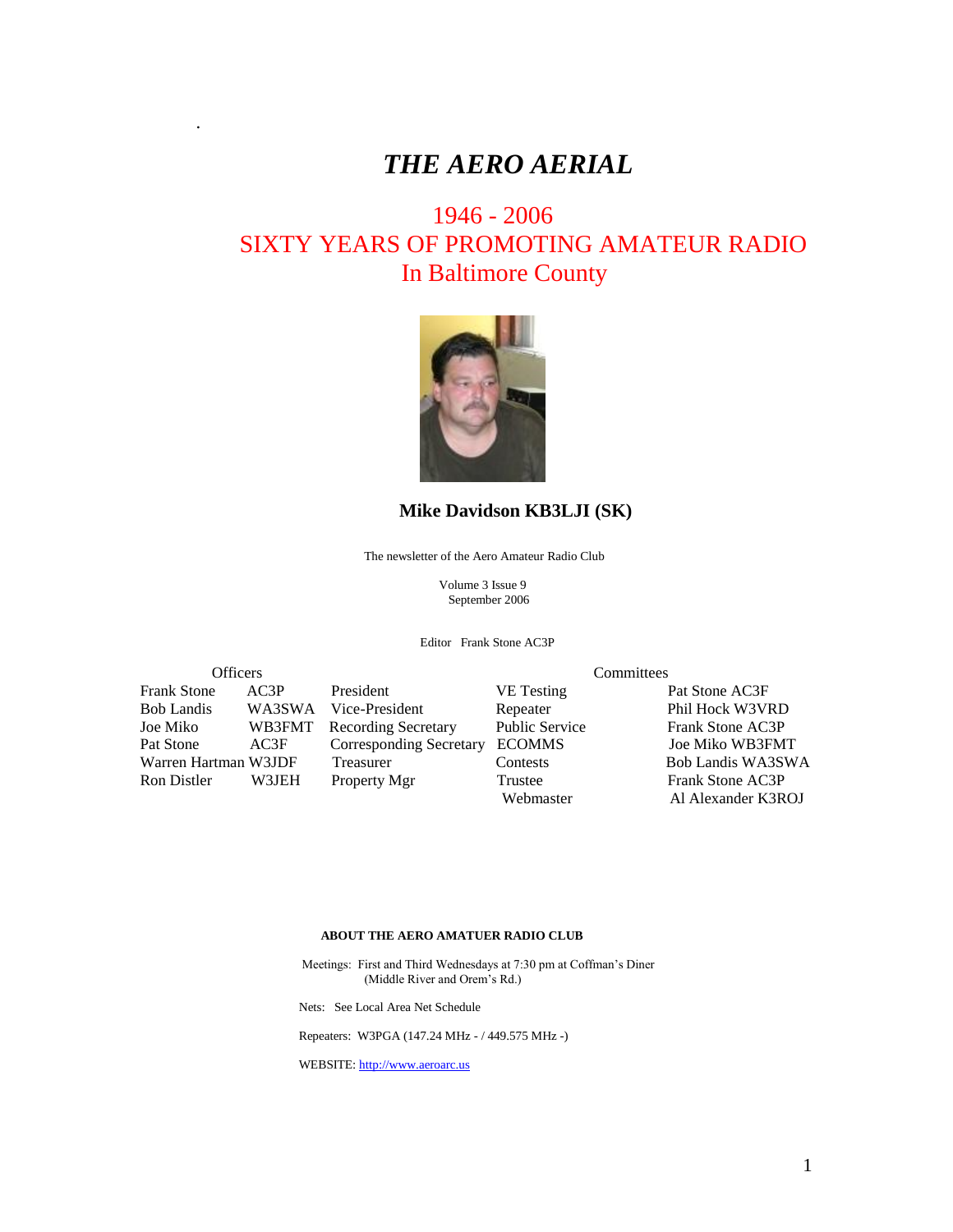# *THE AERO AERIAL*

## 1946 - 2006
## SIXTY YEARS OF PROMOTING AMATEUR RADIO
## In Baltimore County

**Mike Davidson KB3LJI (SK)**

The newsletter of the Aero Amateur Radio Club

Volume 3 Issue 9
September 2006

Editor Frank Stone AC3P

| Officers | | | Committees | |
|---|---|---|---|---|
| Frank Stone | AC3P | President | VE Testing | Pat Stone AC3F |
| Bob Landis | WA3SWA | Vice-President | Repeater | Phil Hock W3VRD |
| Joe Miko | WB3FMT | Recording Secretary | Public Service | Frank Stone AC3P |
| Pat Stone | AC3F | Corresponding Secretary | ECOMMS | Joe Miko WB3FMT |
| Warren Hartman | W3JDF | Treasurer | Contests | Bob Landis WA3SWA |
| Ron Distler | W3JEH | Property Mgr | Trustee | Frank Stone AC3P |
| | | | Webmaster | Al Alexander K3ROJ |

**ABOUT THE AERO AMATUER RADIO CLUB**

Meetings: First and Third Wednesdays at 7:30 pm at Coffman's Diner (Middle River and Orem's Rd.)

Nets: See Local Area Net Schedule

Repeaters: W3PGA (147.24 MHz - / 449.575 MHz -)

WEBSITE: http://www.aeroarc.us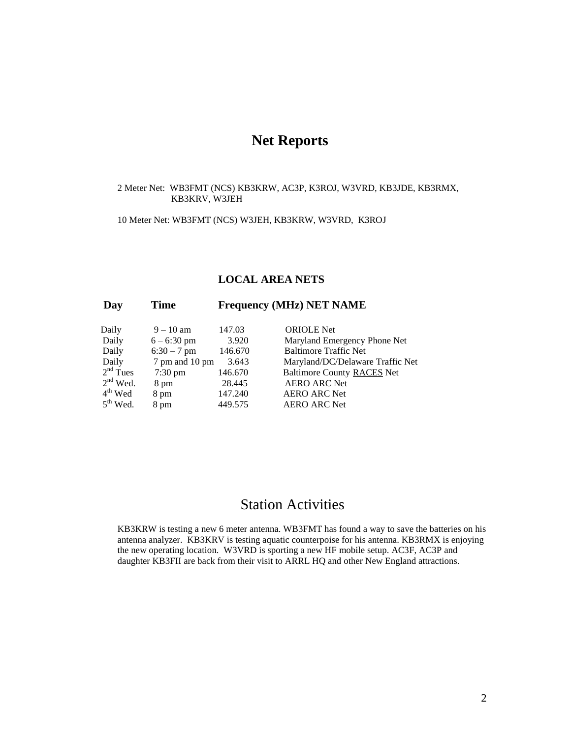# Net Reports

2 Meter Net: WB3FMT (NCS) KB3KRW, AC3P, K3ROJ, W3VRD, KB3JDE, KB3RMX, KB3KRV, W3JEH

10 Meter Net: WB3FMT (NCS) W3JEH, KB3KRW, W3VRD, K3ROJ

### LOCAL AREA NETS

| Day | Time | Frequency (MHz) | NET NAME |
|---|---|---|---|
| Daily | 9 – 10 am | 147.03 | ORIOLE Net |
| Daily | 6 – 6:30 pm | 3.920 | Maryland Emergency Phone Net |
| Daily | 6:30 – 7 pm | 146.670 | Baltimore Traffic Net |
| Daily | 7 pm and 10 pm | 3.643 | Maryland/DC/Delaware Traffic Net |
| 2nd Tues | 7:30 pm | 146.670 | Baltimore County RACES Net |
| 2nd Wed. | 8 pm | 28.445 | AERO ARC Net |
| 4th Wed | 8 pm | 147.240 | AERO ARC Net |
| 5th Wed. | 8 pm | 449.575 | AERO ARC Net |

## Station Activities

KB3KRW is testing a new 6 meter antenna. WB3FMT has found a way to save the batteries on his antenna analyzer. KB3KRV is testing aquatic counterpoise for his antenna. KB3RMX is enjoying the new operating location. W3VRD is sporting a new HF mobile setup. AC3F, AC3P and daughter KB3FII are back from their visit to ARRL HQ and other New England attractions.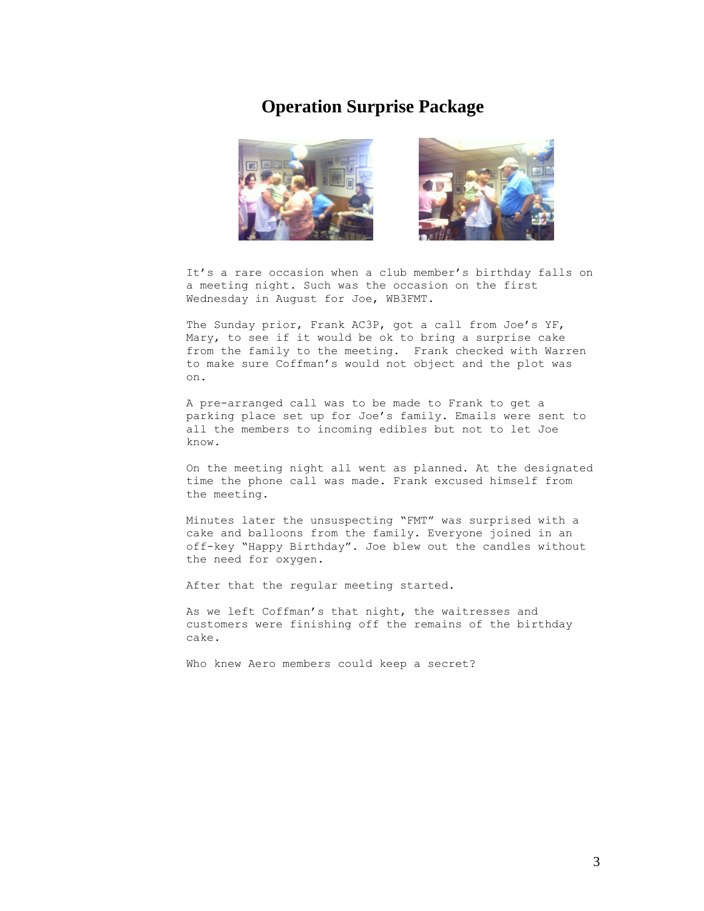# Operation Surprise Package

It's a rare occasion when a club member's birthday falls on a meeting night. Such was the occasion on the first Wednesday in August for Joe, WB3FMT.

The Sunday prior, Frank AC3P, got a call from Joe's YF, Mary, to see if it would be ok to bring a surprise cake from the family to the meeting. Frank checked with Warren to make sure Coffman's would not object and the plot was on.

A pre-arranged call was to be made to Frank to get a parking place set up for Joe's family. Emails were sent to all the members to incoming edibles but not to let Joe know.

On the meeting night all went as planned. At the designated time the phone call was made. Frank excused himself from the meeting.

Minutes later the unsuspecting "FMT" was surprised with a cake and balloons from the family. Everyone joined in an off-key "Happy Birthday". Joe blew out the candles without the need for oxygen.

After that the regular meeting started.

As we left Coffman's that night, the waitresses and customers were finishing off the remains of the birthday cake.

Who knew Aero members could keep a secret?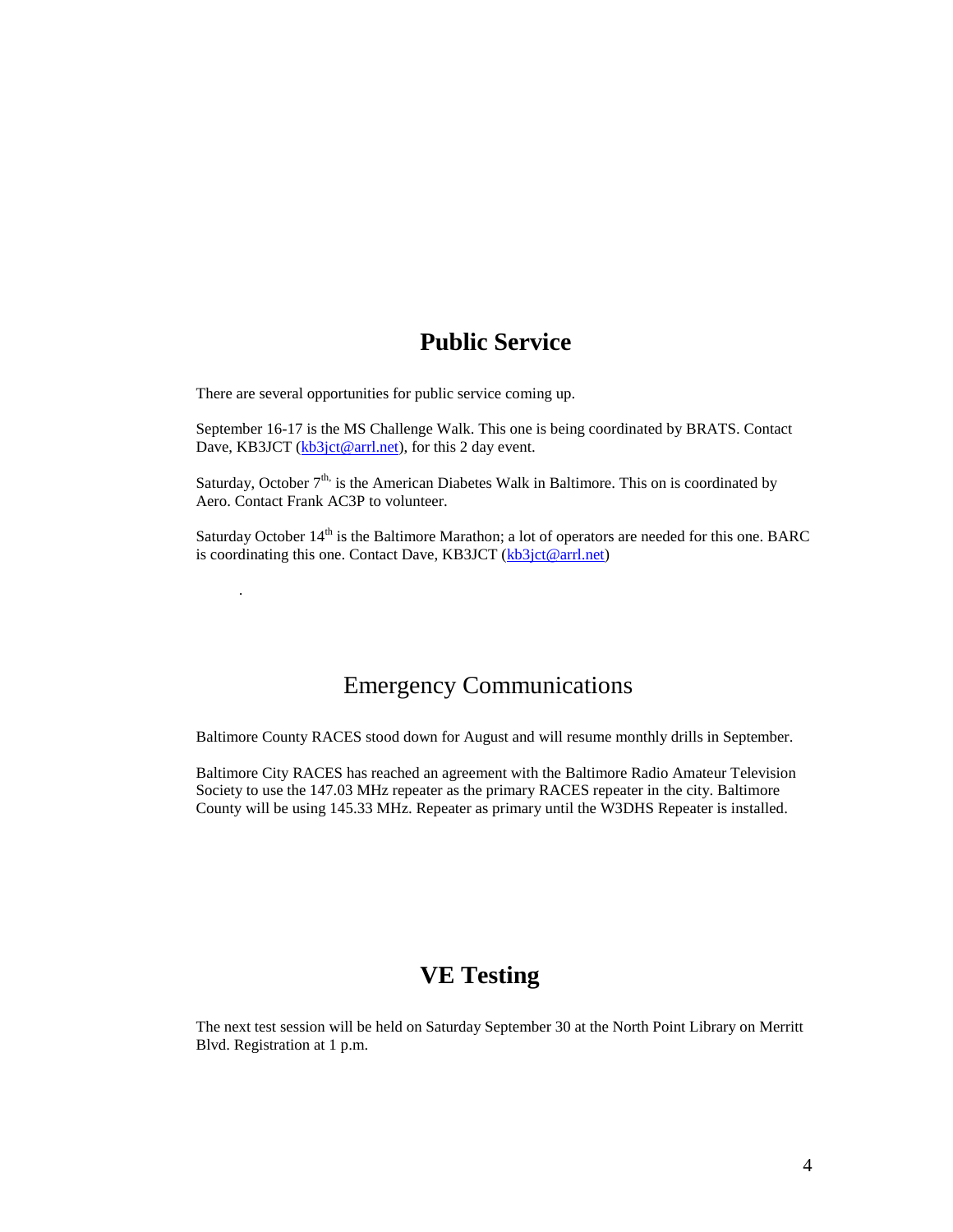## Public Service

There are several opportunities for public service coming up.

September 16-17 is the MS Challenge Walk. This one is being coordinated by BRATS. Contact Dave, KB3JCT (kb3jct@arrl.net), for this 2 day event.

Saturday, October 7th, is the American Diabetes Walk in Baltimore. This on is coordinated by Aero. Contact Frank AC3P to volunteer.

Saturday October 14th is the Baltimore Marathon; a lot of operators are needed for this one. BARC is coordinating this one. Contact Dave, KB3JCT (kb3jct@arrl.net)

.

## Emergency Communications

Baltimore County RACES stood down for August and will resume monthly drills in September.

Baltimore City RACES has reached an agreement with the Baltimore Radio Amateur Television Society to use the 147.03 MHz repeater as the primary RACES repeater in the city. Baltimore County will be using 145.33 MHz. Repeater as primary until the W3DHS Repeater is installed.

## VE Testing

The next test session will be held on Saturday September 30 at the North Point Library on Merritt Blvd. Registration at 1 p.m.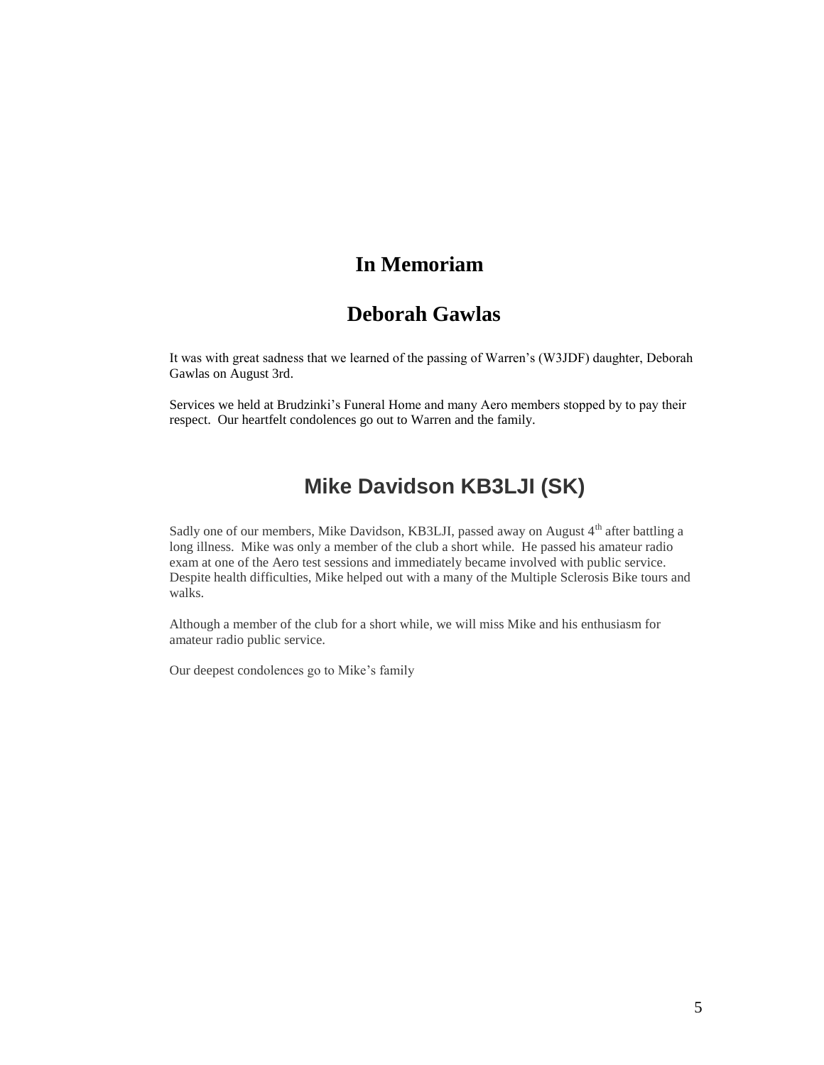# In Memoriam

## Deborah Gawlas

It was with great sadness that we learned of the passing of Warren's (W3JDF) daughter, Deborah Gawlas on August 3rd.

Services we held at Brudzinki's Funeral Home and many Aero members stopped by to pay their respect. Our heartfelt condolences go out to Warren and the family.

## Mike Davidson KB3LJI (SK)

Sadly one of our members, Mike Davidson, KB3LJI, passed away on August 4th after battling a long illness. Mike was only a member of the club a short while. He passed his amateur radio exam at one of the Aero test sessions and immediately became involved with public service. Despite health difficulties, Mike helped out with a many of the Multiple Sclerosis Bike tours and walks.

Although a member of the club for a short while, we will miss Mike and his enthusiasm for amateur radio public service.

Our deepest condolences go to Mike's family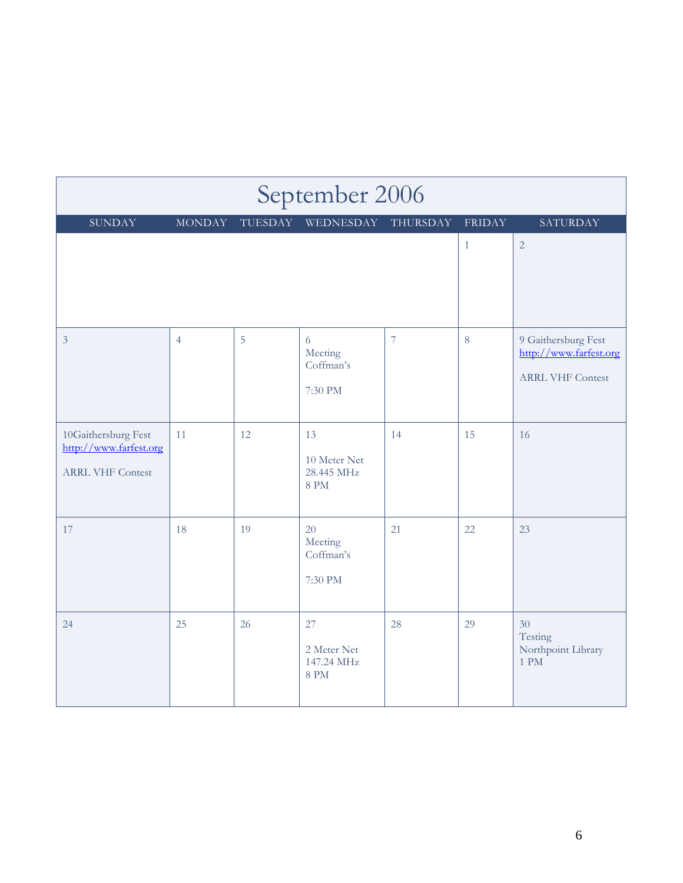# September 2006

| SUNDAY | MONDAY | TUESDAY | WEDNESDAY | THURSDAY | FRIDAY | SATURDAY |
|---|---|---|---|---|---|---|
| | | | | | 1 | 2 |
| 3 | 4 | 5 | 6 Meeting Coffman's 7:30 PM | 7 | 8 | 9 Gaithersburg Fest http://www.farfest.org ARRL VHF Contest |
| 10Gaithersburg Fest http://www.farfest.org ARRL VHF Contest | 11 | 12 | 13 10 Meter Net 28.445 MHz 8 PM | 14 | 15 | 16 |
| 17 | 18 | 19 | 20 Meeting Coffman's 7:30 PM | 21 | 22 | 23 |
| 24 | 25 | 26 | 27 2 Meter Net 147.24 MHz 8 PM | 28 | 29 | 30 Testing Northpoint Library 1 PM |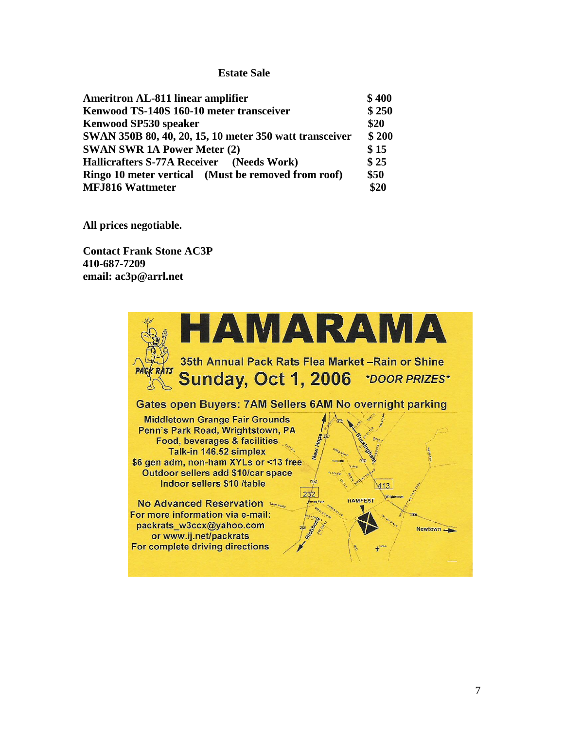# Estate Sale

| | |
|---|---|
| **Ameritron AL-811 linear amplifier** | **$ 400** |
| **Kenwood TS-140S 160-10 meter transceiver** | **$ 250** |
| **Kenwood SP530 speaker** | **$20** |
| **SWAN 350B 80, 40, 20, 15, 10 meter 350 watt transceiver** | **$ 200** |
| **SWAN SWR 1A Power Meter (2)** | **$ 15** |
| **Hallicrafters S-77A Receiver (Needs Work)** | **$ 25** |
| **Ringo 10 meter vertical (Must be removed from roof)** | **$50** |
| **MFJ816 Wattmeter** | **$20** |

**All prices negotiable.**

**Contact Frank Stone AC3P**
**410-687-7209**
**email: ac3p@arrl.net**

# HAMARAMA

PACK RATS

35th Annual Pack Rats Flea Market –Rain or Shine

## Sunday, Oct 1, 2006 *DOOR PRIZES*

Gates open Buyers: 7AM Sellers 6AM No overnight parking

Middletown Grange Fair Grounds
Penn's Park Road, Wrightstown, PA
Food, beverages & facilities
Talk-in 146.52 simplex
$6 gen adm, non-ham XYLs or <13 free
Outdoor sellers add $10/car space
Indoor sellers $10 /table

No Advanced Reservation
For more information via e-mail:
packrats_w3ccx@yahoo.com
or www.ij.net/packrats
For complete driving directions

New Hope
Buckingham
232
413
HAMFEST
Richboro
Newtown